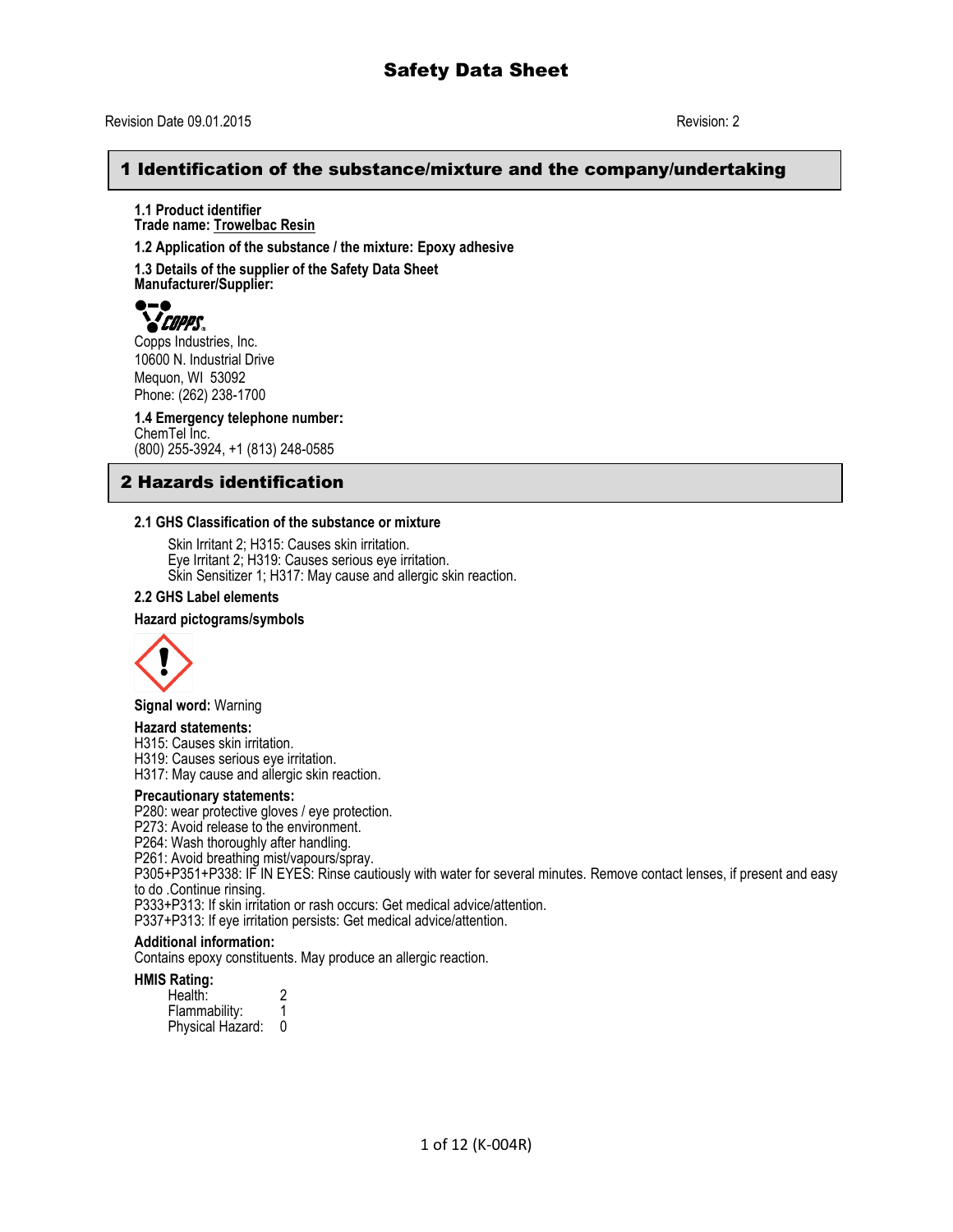# Safety Data Sheet

Revision Date 09.01.2015 Revision: 2

## 1 Identification of the substance/mixture and the company/undertaking

**1.1 Product identifier**
**Trade name: Trowelbac Resin**

**1.2 Application of the substance / the mixture: Epoxy adhesive**

**1.3 Details of the supplier of the Safety Data Sheet**
**Manufacturer/Supplier:**

COPPS

Copps Industries, Inc.
10600 N. Industrial Drive
Mequon, WI 53092
Phone: (262) 238-1700

**1.4 Emergency telephone number:**
ChemTel Inc.
(800) 255-3924, +1 (813) 248-0585

## 2 Hazards identification

**2.1 GHS Classification of the substance or mixture**

Skin Irritant 2; H315: Causes skin irritation.
Eye Irritant 2; H319: Causes serious eye irritation.
Skin Sensitizer 1; H317: May cause and allergic skin reaction.

**2.2 GHS Label elements**

**Hazard pictograms/symbols**

**Signal word:** Warning

**Hazard statements:**
H315: Causes skin irritation.
H319: Causes serious eye irritation.
H317: May cause and allergic skin reaction.

**Precautionary statements:**
P280: wear protective gloves / eye protection.
P273: Avoid release to the environment.
P264: Wash thoroughly after handling.
P261: Avoid breathing mist/vapours/spray.
P305+P351+P338: IF IN EYES: Rinse cautiously with water for several minutes. Remove contact lenses, if present and easy to do .Continue rinsing.
P333+P313: If skin irritation or rash occurs: Get medical advice/attention.
P337+P313: If eye irritation persists: Get medical advice/attention.

**Additional information:**
Contains epoxy constituents. May produce an allergic reaction.

**HMIS Rating:**

| | |
|---|---|
| Health: | 2 |
| Flammability: | 1 |
| Physical Hazard: | 0 |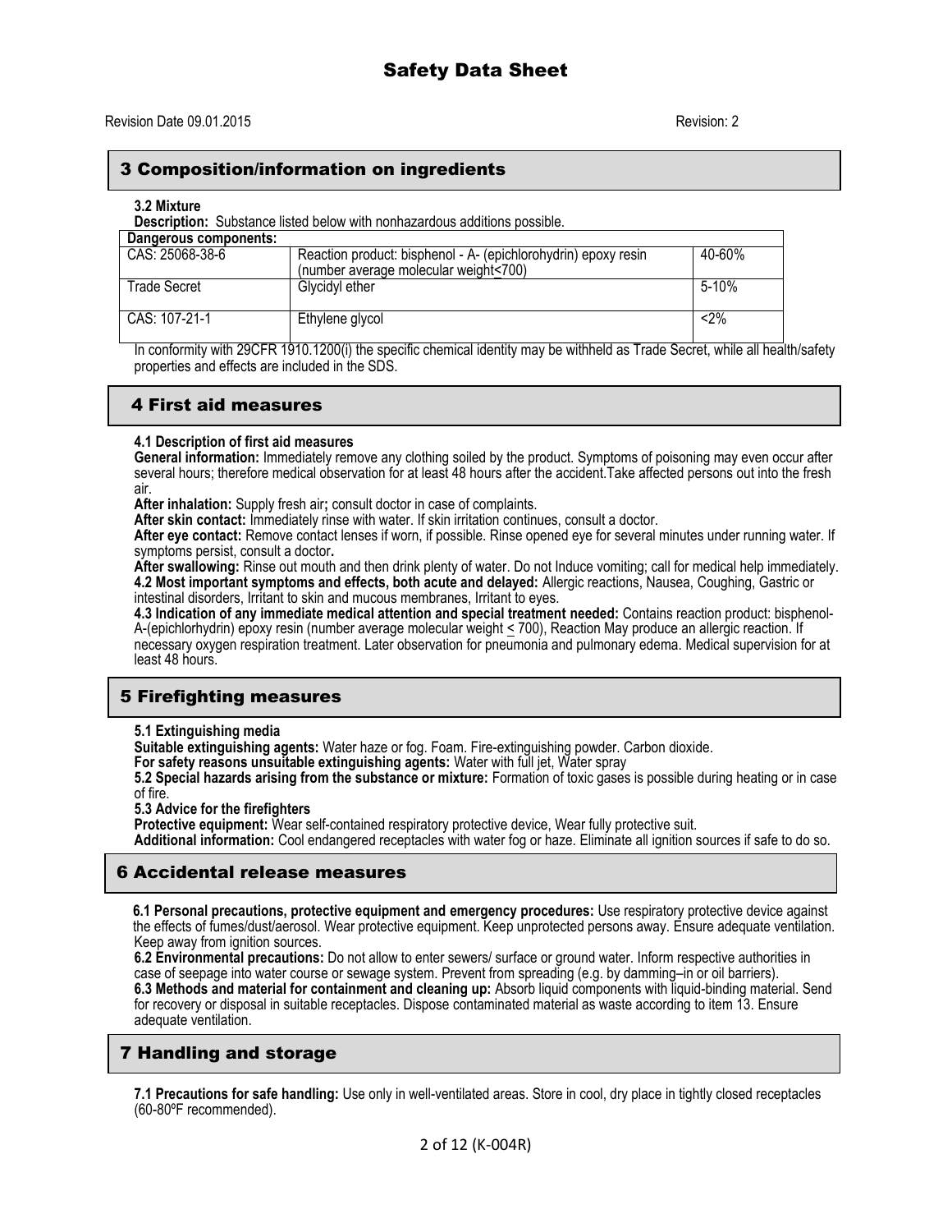# Safety Data Sheet

Revision Date 09.01.2015 Revision: 2

## 3 Composition/information on ingredients

**3.2 Mixture**

**Description:** Substance listed below with nonhazardous additions possible.

| Dangerous components: | | |
|---|---|---|
| CAS: 25068-38-6 | Reaction product: bisphenol - A- (epichlorohydrin) epoxy resin (number average molecular weight<700) | 40-60% |
| Trade Secret | Glycidyl ether | 5-10% |
| CAS: 107-21-1 | Ethylene glycol | <2% |

In conformity with 29CFR 1910.1200(i) the specific chemical identity may be withheld as Trade Secret, while all health/safety properties and effects are included in the SDS.

## 4 First aid measures

**4.1 Description of first aid measures**

**General information:** Immediately remove any clothing soiled by the product. Symptoms of poisoning may even occur after several hours; therefore medical observation for at least 48 hours after the accident.Take affected persons out into the fresh air.

**After inhalation:** Supply fresh air**;** consult doctor in case of complaints.

**After skin contact:** Immediately rinse with water. If skin irritation continues, consult a doctor.

**After eye contact:** Remove contact lenses if worn, if possible. Rinse opened eye for several minutes under running water. If symptoms persist, consult a doctor**.**

**After swallowing:** Rinse out mouth and then drink plenty of water. Do not Induce vomiting; call for medical help immediately.

**4.2 Most important symptoms and effects, both acute and delayed:** Allergic reactions, Nausea, Coughing, Gastric or intestinal disorders, Irritant to skin and mucous membranes, Irritant to eyes.

**4.3 Indication of any immediate medical attention and special treatment needed:** Contains reaction product: bisphenol-A-(epichlorhydrin) epoxy resin (number average molecular weight ≤ 700), Reaction May produce an allergic reaction. If necessary oxygen respiration treatment. Later observation for pneumonia and pulmonary edema. Medical supervision for at least 48 hours.

## 5 Firefighting measures

**5.1 Extinguishing media**

**Suitable extinguishing agents:** Water haze or fog. Foam. Fire-extinguishing powder. Carbon dioxide.

**For safety reasons unsuitable extinguishing agents:** Water with full jet, Water spray

**5.2 Special hazards arising from the substance or mixture:** Formation of toxic gases is possible during heating or in case of fire.

**5.3 Advice for the firefighters**

**Protective equipment:** Wear self-contained respiratory protective device, Wear fully protective suit.

**Additional information:** Cool endangered receptacles with water fog or haze. Eliminate all ignition sources if safe to do so.

## 6 Accidental release measures

**6.1 Personal precautions, protective equipment and emergency procedures:** Use respiratory protective device against the effects of fumes/dust/aerosol. Wear protective equipment. Keep unprotected persons away. Ensure adequate ventilation. Keep away from ignition sources.

**6.2 Environmental precautions:** Do not allow to enter sewers/ surface or ground water. Inform respective authorities in case of seepage into water course or sewage system. Prevent from spreading (e.g. by damming–in or oil barriers).

**6.3 Methods and material for containment and cleaning up:** Absorb liquid components with liquid-binding material. Send for recovery or disposal in suitable receptacles. Dispose contaminated material as waste according to item 13. Ensure adequate ventilation.

## 7 Handling and storage

**7.1 Precautions for safe handling:** Use only in well-ventilated areas. Store in cool, dry place in tightly closed receptacles (60-80ºF recommended).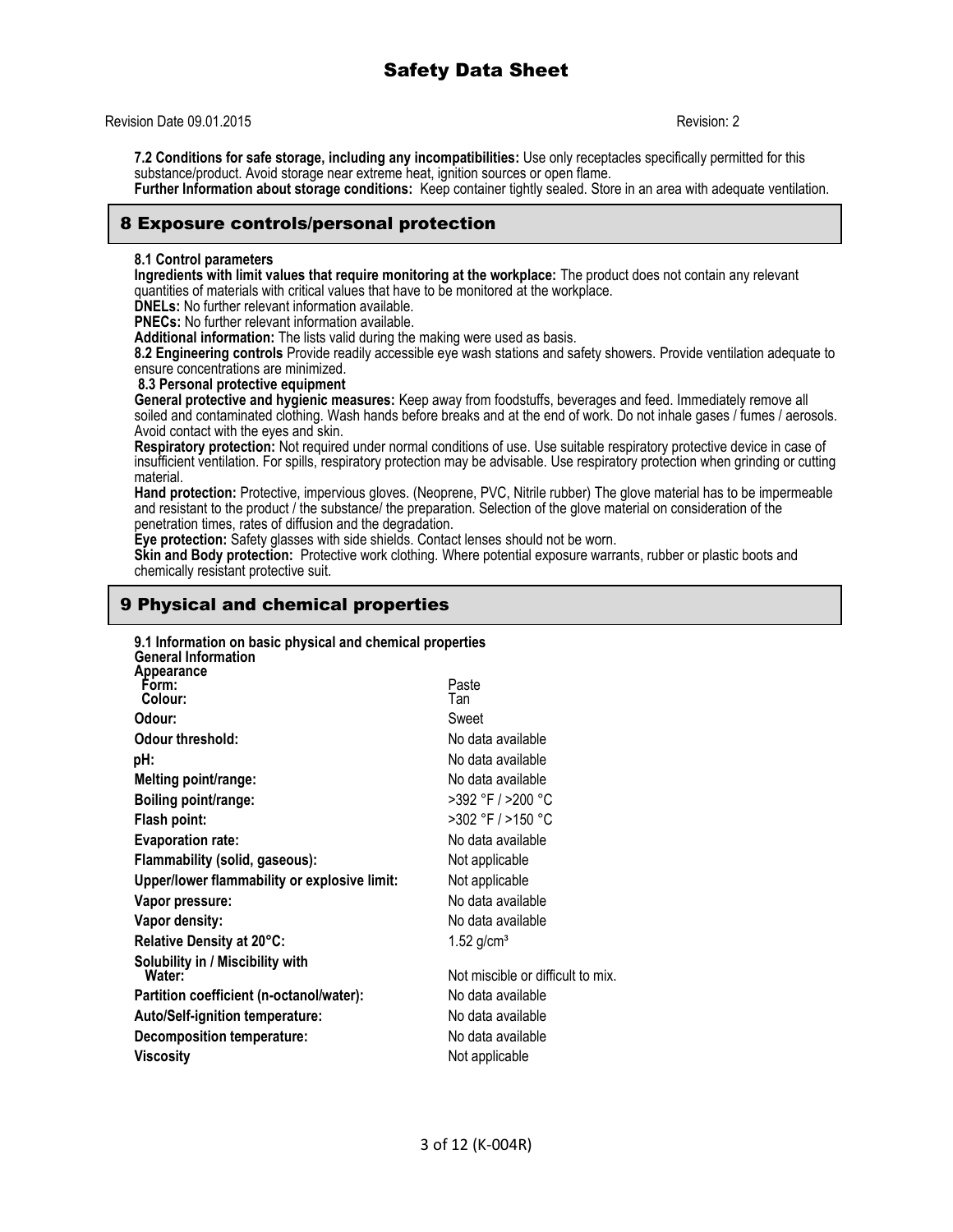**7.2 Conditions for safe storage, including any incompatibilities:** Use only receptacles specifically permitted for this substance/product. Avoid storage near extreme heat, ignition sources or open flame.
**Further Information about storage conditions:** Keep container tightly sealed. Store in an area with adequate ventilation.

## 8 Exposure controls/personal protection

**8.1 Control parameters**
**Ingredients with limit values that require monitoring at the workplace:** The product does not contain any relevant quantities of materials with critical values that have to be monitored at the workplace.
**DNELs:** No further relevant information available.
**PNECs:** No further relevant information available.
**Additional information:** The lists valid during the making were used as basis.
**8.2 Engineering controls** Provide readily accessible eye wash stations and safety showers. Provide ventilation adequate to ensure concentrations are minimized.
**8.3 Personal protective equipment**
**General protective and hygienic measures:** Keep away from foodstuffs, beverages and feed. Immediately remove all soiled and contaminated clothing. Wash hands before breaks and at the end of work. Do not inhale gases / fumes / aerosols. Avoid contact with the eyes and skin.
**Respiratory protection:** Not required under normal conditions of use. Use suitable respiratory protective device in case of insufficient ventilation. For spills, respiratory protection may be advisable. Use respiratory protection when grinding or cutting material.
**Hand protection:** Protective, impervious gloves. (Neoprene, PVC, Nitrile rubber) The glove material has to be impermeable and resistant to the product / the substance/ the preparation. Selection of the glove material on consideration of the penetration times, rates of diffusion and the degradation.
**Eye protection:** Safety glasses with side shields. Contact lenses should not be worn.
**Skin and Body protection:** Protective work clothing. Where potential exposure warrants, rubber or plastic boots and chemically resistant protective suit.

## 9 Physical and chemical properties

**9.1 Information on basic physical and chemical properties**
**General Information**

| | |
|---|---|
| **Appearance** | |
| **Form:** | Paste |
| **Colour:** | Tan |
| **Odour:** | Sweet |
| **Odour threshold:** | No data available |
| **pH:** | No data available |
| **Melting point/range:** | No data available |
| **Boiling point/range:** | >392 °F / >200 °C |
| **Flash point:** | >302 °F / >150 °C |
| **Evaporation rate:** | No data available |
| **Flammability (solid, gaseous):** | Not applicable |
| **Upper/lower flammability or explosive limit:** | Not applicable |
| **Vapor pressure:** | No data available |
| **Vapor density:** | No data available |
| **Relative Density at 20°C:** | 1.52 g/cm³ |
| **Solubility in / Miscibility with Water:** | Not miscible or difficult to mix. |
| **Partition coefficient (n-octanol/water):** | No data available |
| **Auto/Self-ignition temperature:** | No data available |
| **Decomposition temperature:** | No data available |
| **Viscosity** | Not applicable |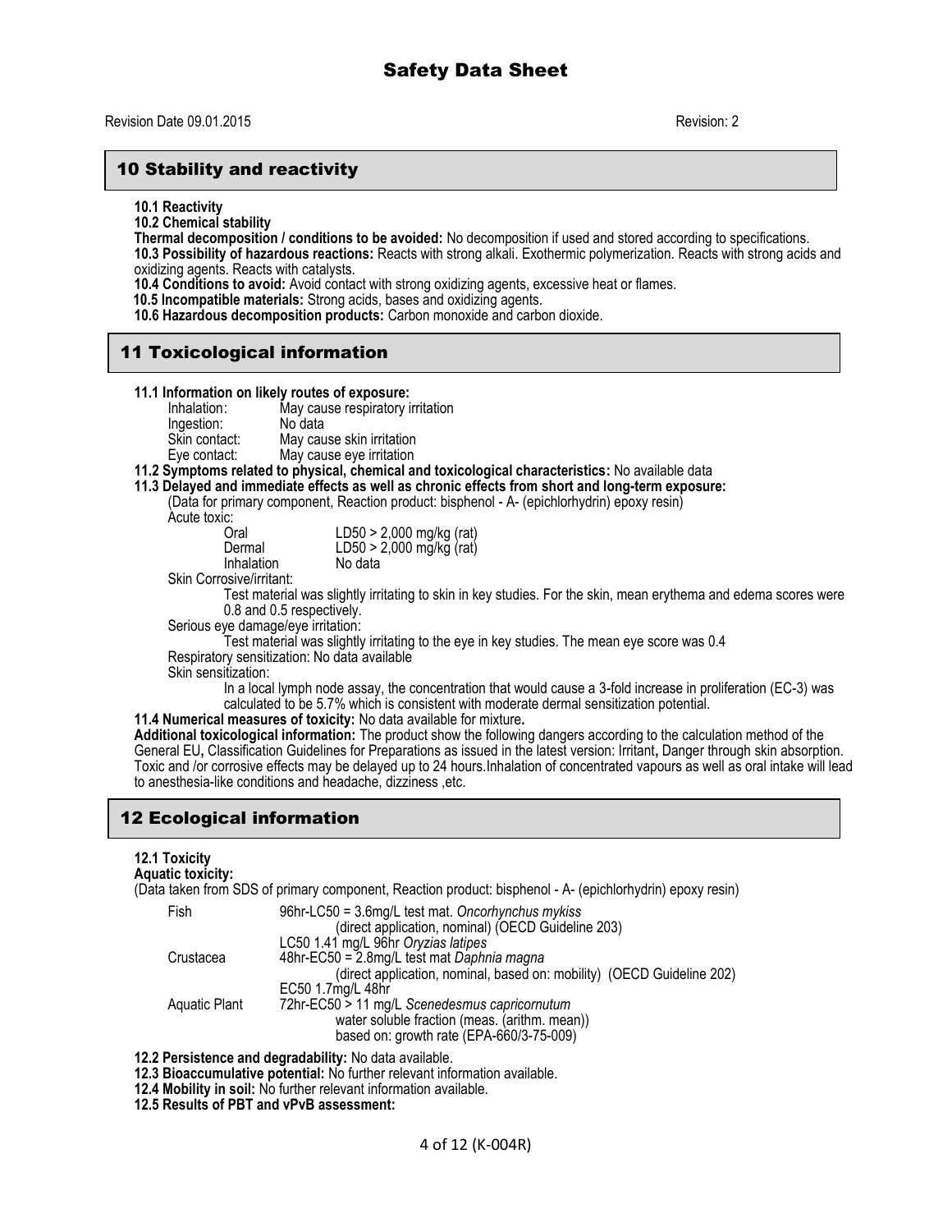## 10 Stability and reactivity

**10.1 Reactivity**

**10.2 Chemical stability**

**Thermal decomposition / conditions to be avoided:** No decomposition if used and stored according to specifications.

**10.3 Possibility of hazardous reactions:** Reacts with strong alkali. Exothermic polymerization. Reacts with strong acids and oxidizing agents. Reacts with catalysts.

**10.4 Conditions to avoid:** Avoid contact with strong oxidizing agents, excessive heat or flames.

**10.5 Incompatible materials:** Strong acids, bases and oxidizing agents.

**10.6 Hazardous decomposition products:** Carbon monoxide and carbon dioxide.

## 11 Toxicological information

**11.1 Information on likely routes of exposure:**

| | |
|---|---|
| Inhalation: | May cause respiratory irritation |
| Ingestion: | No data |
| Skin contact: | May cause skin irritation |
| Eye contact: | May cause eye irritation |

**11.2 Symptoms related to physical, chemical and toxicological characteristics:** No available data

**11.3 Delayed and immediate effects as well as chronic effects from short and long-term exposure:**

(Data for primary component, Reaction product: bisphenol - A- (epichlorhydrin) epoxy resin)

Acute toxic:

| | |
|---|---|
| Oral | LD50 > 2,000 mg/kg (rat) |
| Dermal | LD50 > 2,000 mg/kg (rat) |
| Inhalation | No data |

Skin Corrosive/irritant:

Test material was slightly irritating to skin in key studies. For the skin, mean erythema and edema scores were 0.8 and 0.5 respectively.

Serious eye damage/eye irritation:

Test material was slightly irritating to the eye in key studies. The mean eye score was 0.4

Respiratory sensitization: No data available

Skin sensitization:

In a local lymph node assay, the concentration that would cause a 3-fold increase in proliferation (EC-3) was calculated to be 5.7% which is consistent with moderate dermal sensitization potential.

**11.4 Numerical measures of toxicity:** No data available for mixture**.**

**Additional toxicological information:** The product show the following dangers according to the calculation method of the General EU**,** Classification Guidelines for Preparations as issued in the latest version: Irritant**,** Danger through skin absorption. Toxic and /or corrosive effects may be delayed up to 24 hours.Inhalation of concentrated vapours as well as oral intake will lead to anesthesia-like conditions and headache, dizziness ,etc.

## 12 Ecological information

**12.1 Toxicity**

**Aquatic toxicity:**

(Data taken from SDS of primary component, Reaction product: bisphenol - A- (epichlorhydrin) epoxy resin)

| | |
|---|---|
| Fish | 96hr-LC50 = 3.6mg/L test mat. *Oncorhynchus mykiss* (direct application, nominal) (OECD Guideline 203)<br>LC50 1.41 mg/L 96hr *Oryzias latipes* |
| Crustacea | 48hr-EC50 = 2.8mg/L test mat *Daphnia magna* (direct application, nominal, based on: mobility) (OECD Guideline 202)<br>EC50 1.7mg/L 48hr |
| Aquatic Plant | 72hr-EC50 > 11 mg/L *Scenedesmus capricornutum* water soluble fraction (meas. (arithm. mean)) based on: growth rate (EPA-660/3-75-009) |

**12.2 Persistence and degradability:** No data available.

**12.3 Bioaccumulative potential:** No further relevant information available.

**12.4 Mobility in soil:** No further relevant information available.

**12.5 Results of PBT and vPvB assessment:**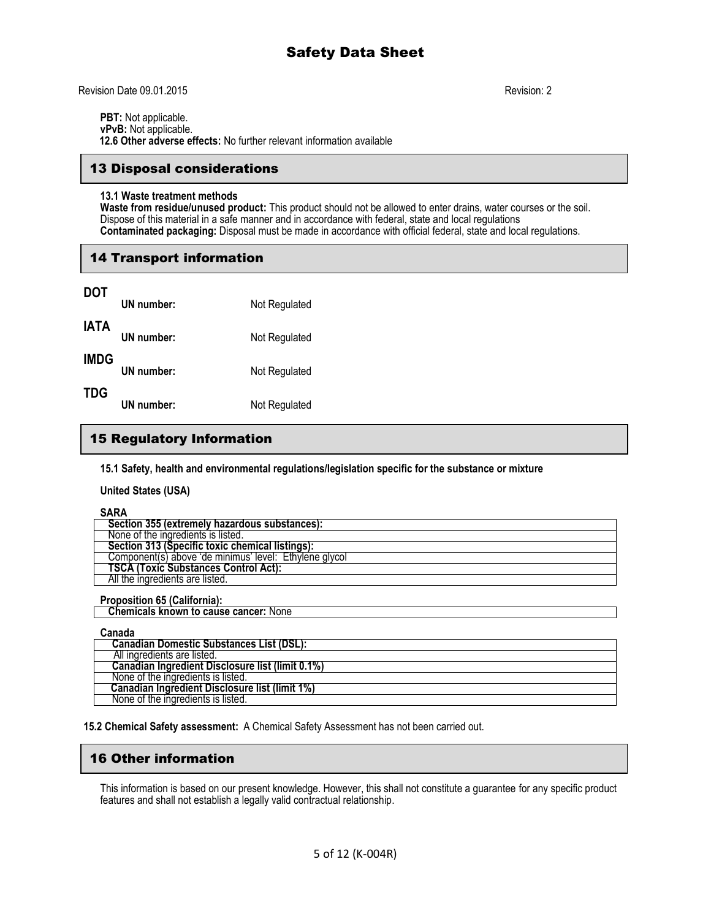**PBT:** Not applicable.
**vPvB:** Not applicable.
**12.6 Other adverse effects:** No further relevant information available

## 13 Disposal considerations

**13.1 Waste treatment methods**
**Waste from residue/unused product:** This product should not be allowed to enter drains, water courses or the soil. Dispose of this material in a safe manner and in accordance with federal, state and local regulations
**Contaminated packaging:** Disposal must be made in accordance with official federal, state and local regulations.

## 14 Transport information

**DOT**
**UN number:** Not Regulated

**IATA**
**UN number:** Not Regulated

**IMDG**
**UN number:** Not Regulated

**TDG**
**UN number:** Not Regulated

## 15 Regulatory Information

**15.1 Safety, health and environmental regulations/legislation specific for the substance or mixture**

**United States (USA)**

**SARA**

| **Section 355 (extremely hazardous substances):** |
| --- |
| None of the ingredients is listed. |
| **Section 313 (Specific toxic chemical listings):** |
| Component(s) above 'de minimus' level: Ethylene glycol |
| **TSCA (Toxic Substances Control Act):** |
| All the ingredients are listed. |

**Proposition 65 (California):**

| **Chemicals known to cause cancer:** None |
| --- |

**Canada**

| **Canadian Domestic Substances List (DSL):** |
| --- |
| All ingredients are listed. |
| **Canadian Ingredient Disclosure list (limit 0.1%)** |
| None of the ingredients is listed. |
| **Canadian Ingredient Disclosure list (limit 1%)** |
| None of the ingredients is listed. |

**15.2 Chemical Safety assessment:** A Chemical Safety Assessment has not been carried out.

## 16 Other information

This information is based on our present knowledge. However, this shall not constitute a guarantee for any specific product features and shall not establish a legally valid contractual relationship.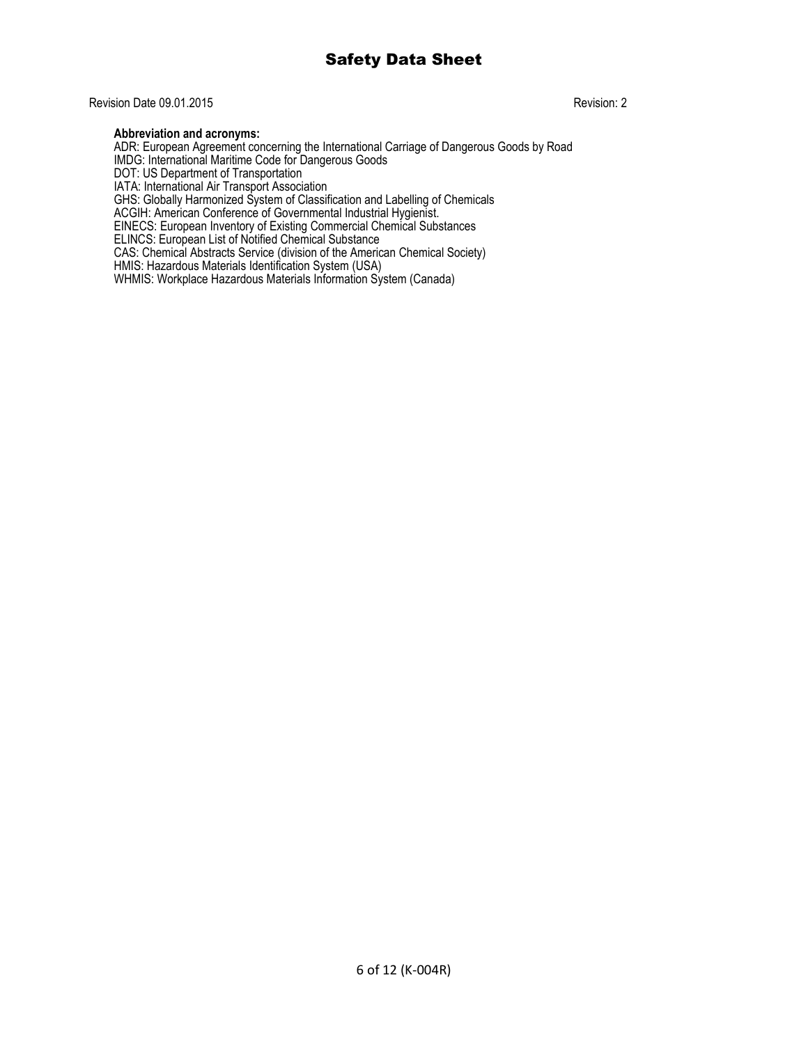**Abbreviation and acronyms:**

ADR: European Agreement concerning the International Carriage of Dangerous Goods by Road
IMDG: International Maritime Code for Dangerous Goods
DOT: US Department of Transportation
IATA: International Air Transport Association
GHS: Globally Harmonized System of Classification and Labelling of Chemicals
ACGIH: American Conference of Governmental Industrial Hygienist.
EINECS: European Inventory of Existing Commercial Chemical Substances
ELINCS: European List of Notified Chemical Substance
CAS: Chemical Abstracts Service (division of the American Chemical Society)
HMIS: Hazardous Materials Identification System (USA)
WHMIS: Workplace Hazardous Materials Information System (Canada)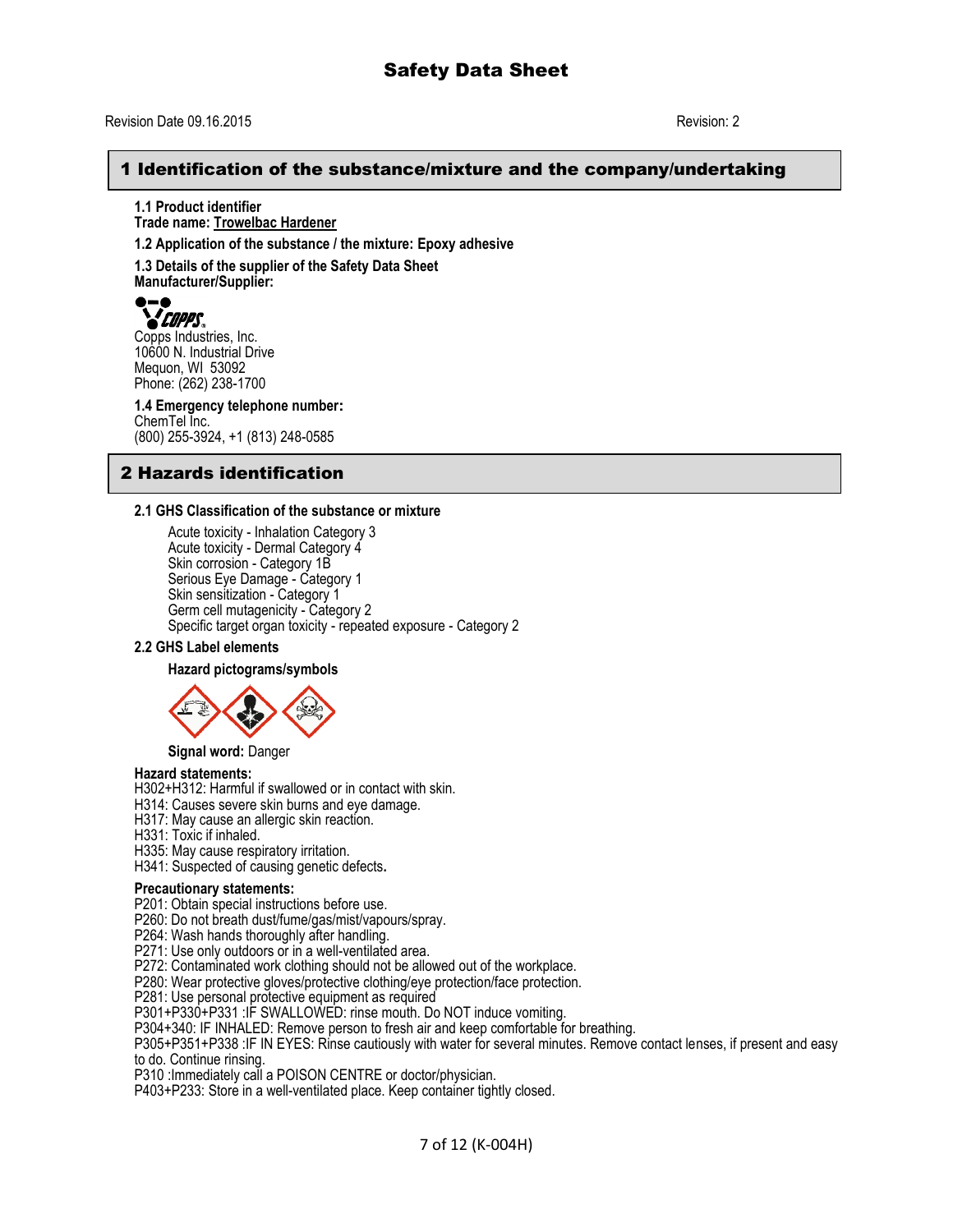# Safety Data Sheet

Revision Date 09.16.2015 Revision: 2

## 1 Identification of the substance/mixture and the company/undertaking

**1.1 Product identifier**
**Trade name: Trowelbac Hardener**

**1.2 Application of the substance / the mixture: Epoxy adhesive**

**1.3 Details of the supplier of the Safety Data Sheet**
**Manufacturer/Supplier:**

COPPS
Copps Industries, Inc.
10600 N. Industrial Drive
Mequon, WI 53092
Phone: (262) 238-1700

**1.4 Emergency telephone number:**
ChemTel Inc.
(800) 255-3924, +1 (813) 248-0585

## 2 Hazards identification

**2.1 GHS Classification of the substance or mixture**

Acute toxicity - Inhalation Category 3
Acute toxicity - Dermal Category 4
Skin corrosion - Category 1B
Serious Eye Damage - Category 1
Skin sensitization - Category 1
Germ cell mutagenicity - Category 2
Specific target organ toxicity - repeated exposure - Category 2

**2.2 GHS Label elements**

**Hazard pictograms/symbols**

**Signal word:** Danger

**Hazard statements:**
H302+H312: Harmful if swallowed or in contact with skin.
H314: Causes severe skin burns and eye damage.
H317: May cause an allergic skin reaction.
H331: Toxic if inhaled.
H335: May cause respiratory irritation.
H341: Suspected of causing genetic defects.

**Precautionary statements:**
P201: Obtain special instructions before use.
P260: Do not breath dust/fume/gas/mist/vapours/spray.
P264: Wash hands thoroughly after handling.
P271: Use only outdoors or in a well-ventilated area.
P272: Contaminated work clothing should not be allowed out of the workplace.
P280: Wear protective gloves/protective clothing/eye protection/face protection.
P281: Use personal protective equipment as required
P301+P330+P331 :IF SWALLOWED: rinse mouth. Do NOT induce vomiting.
P304+340: IF INHALED: Remove person to fresh air and keep comfortable for breathing.
P305+P351+P338 :IF IN EYES: Rinse cautiously with water for several minutes. Remove contact lenses, if present and easy to do. Continue rinsing.
P310 :Immediately call a POISON CENTRE or doctor/physician.
P403+P233: Store in a well-ventilated place. Keep container tightly closed.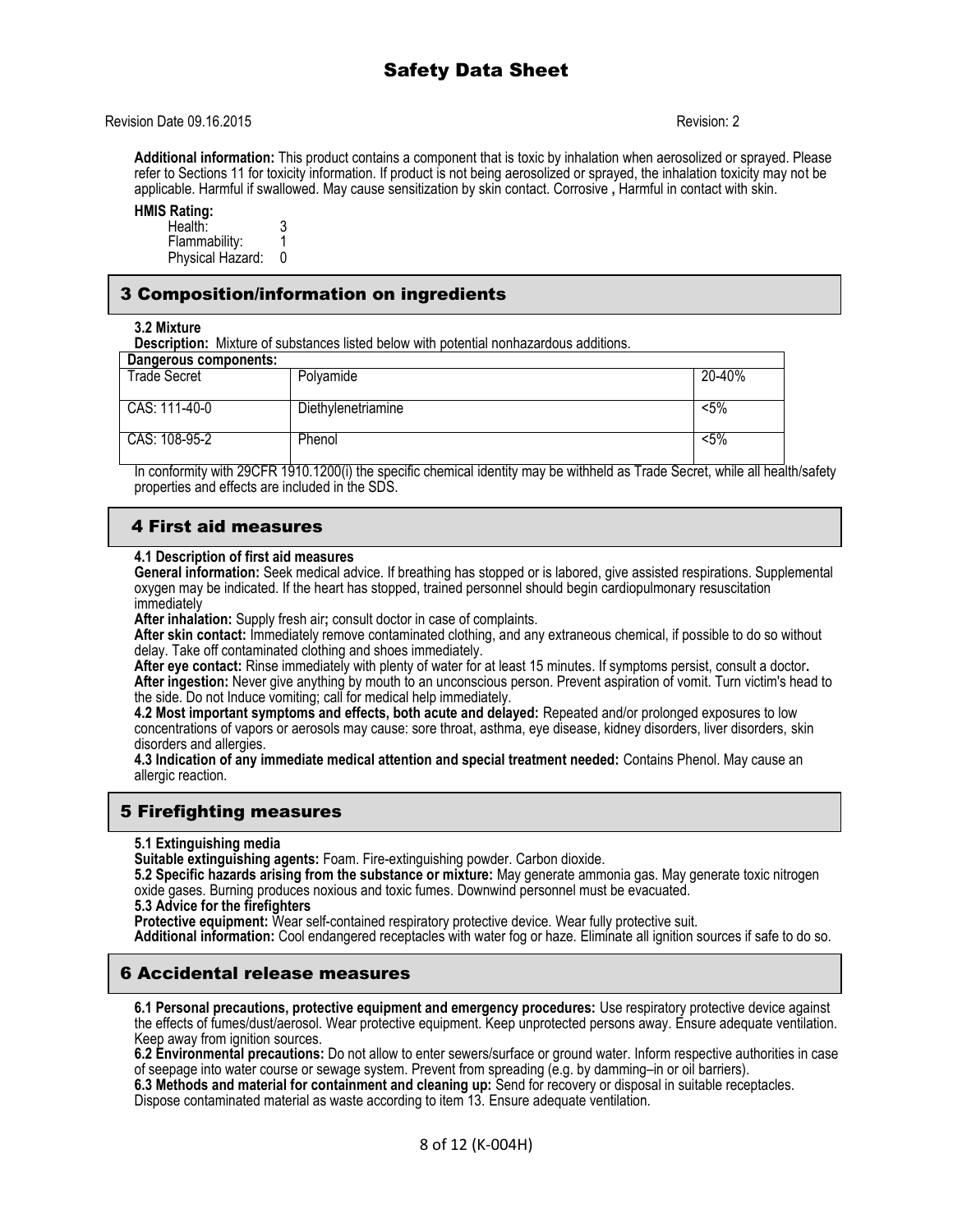**Additional information:** This product contains a component that is toxic by inhalation when aerosolized or sprayed. Please refer to Sections 11 for toxicity information. If product is not being aerosolized or sprayed, the inhalation toxicity may not be applicable. Harmful if swallowed. May cause sensitization by skin contact. Corrosive **,** Harmful in contact with skin.

**HMIS Rating:**

Health: 3
Flammability: 1
Physical Hazard: 0

## 3 Composition/information on ingredients

**3.2 Mixture**

**Description:** Mixture of substances listed below with potential nonhazardous additions.

| **Dangerous components:** | | |
|---|---|---|
| Trade Secret | Polyamide | 20-40% |
| CAS: 111-40-0 | Diethylenetriamine | <5% |
| CAS: 108-95-2 | Phenol | <5% |

In conformity with 29CFR 1910.1200(i) the specific chemical identity may be withheld as Trade Secret, while all health/safety properties and effects are included in the SDS.

## 4 First aid measures

**4.1 Description of first aid measures**

**General information:** Seek medical advice. If breathing has stopped or is labored, give assisted respirations. Supplemental oxygen may be indicated. If the heart has stopped, trained personnel should begin cardiopulmonary resuscitation immediately

**After inhalation:** Supply fresh air**;** consult doctor in case of complaints.

**After skin contact:** Immediately remove contaminated clothing, and any extraneous chemical, if possible to do so without delay. Take off contaminated clothing and shoes immediately.

**After eye contact:** Rinse immediately with plenty of water for at least 15 minutes. If symptoms persist, consult a doctor**.**

**After ingestion:** Never give anything by mouth to an unconscious person. Prevent aspiration of vomit. Turn victim's head to the side. Do not Induce vomiting; call for medical help immediately.

**4.2 Most important symptoms and effects, both acute and delayed:** Repeated and/or prolonged exposures to low concentrations of vapors or aerosols may cause: sore throat, asthma, eye disease, kidney disorders, liver disorders, skin disorders and allergies.

**4.3 Indication of any immediate medical attention and special treatment needed:** Contains Phenol. May cause an allergic reaction.

## 5 Firefighting measures

**5.1 Extinguishing media**

**Suitable extinguishing agents:** Foam. Fire-extinguishing powder. Carbon dioxide.

**5.2 Specific hazards arising from the substance or mixture:** May generate ammonia gas. May generate toxic nitrogen oxide gases. Burning produces noxious and toxic fumes. Downwind personnel must be evacuated.

**5.3 Advice for the firefighters**

**Protective equipment:** Wear self-contained respiratory protective device. Wear fully protective suit.

**Additional information:** Cool endangered receptacles with water fog or haze. Eliminate all ignition sources if safe to do so.

## 6 Accidental release measures

**6.1 Personal precautions, protective equipment and emergency procedures:** Use respiratory protective device against the effects of fumes/dust/aerosol. Wear protective equipment. Keep unprotected persons away. Ensure adequate ventilation. Keep away from ignition sources.

**6.2 Environmental precautions:** Do not allow to enter sewers/surface or ground water. Inform respective authorities in case of seepage into water course or sewage system. Prevent from spreading (e.g. by damming–in or oil barriers).

**6.3 Methods and material for containment and cleaning up:** Send for recovery or disposal in suitable receptacles. Dispose contaminated material as waste according to item 13. Ensure adequate ventilation.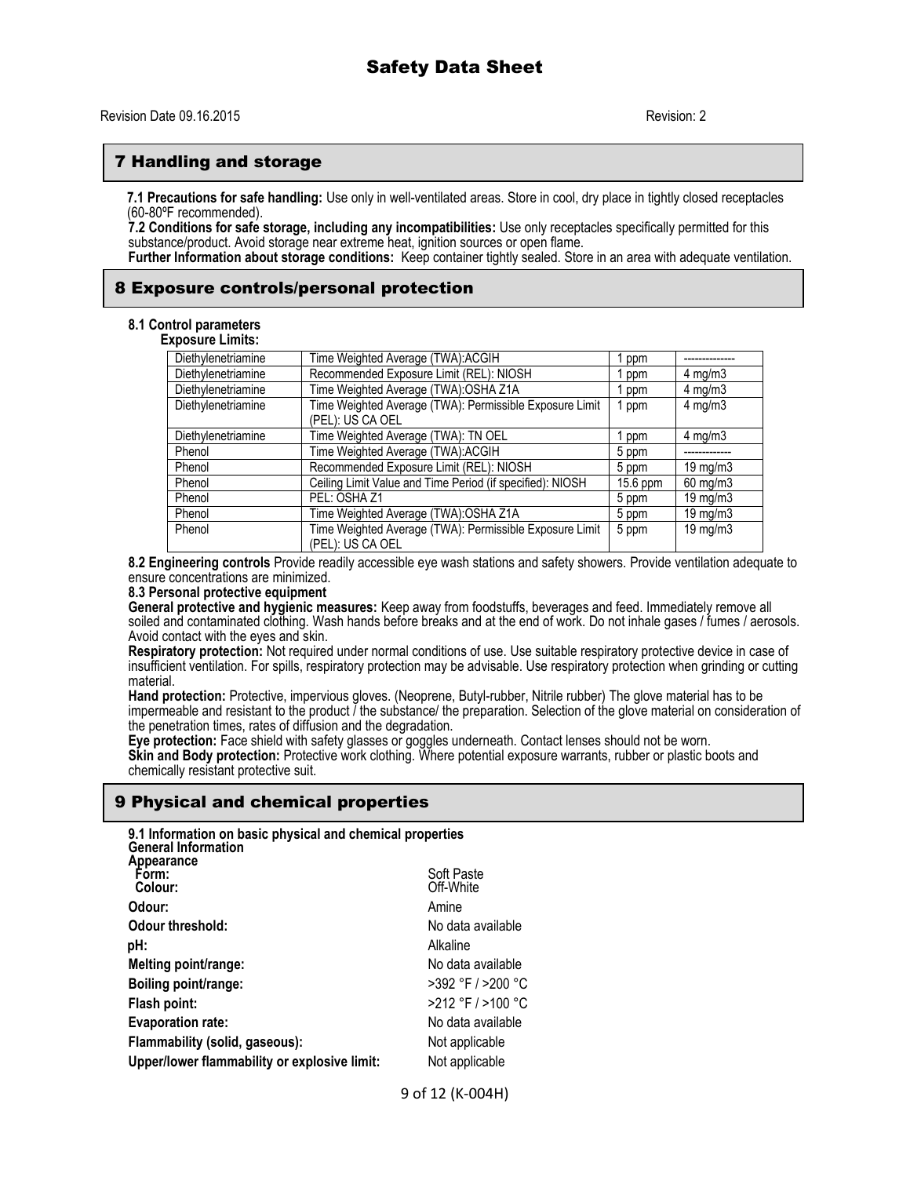# Safety Data Sheet

Revision Date 09.16.2015 Revision: 2

## 7 Handling and storage

**7.1 Precautions for safe handling:** Use only in well-ventilated areas. Store in cool, dry place in tightly closed receptacles (60-80ºF recommended).

**7.2 Conditions for safe storage, including any incompatibilities:** Use only receptacles specifically permitted for this substance/product. Avoid storage near extreme heat, ignition sources or open flame.

**Further Information about storage conditions:** Keep container tightly sealed. Store in an area with adequate ventilation.

## 8 Exposure controls/personal protection

**8.1 Control parameters**

**Exposure Limits:**

| | | | |
|---|---|---|---|
| Diethylenetriamine | Time Weighted Average (TWA):ACGIH | 1 ppm | -------------- |
| Diethylenetriamine | Recommended Exposure Limit (REL): NIOSH | 1 ppm | 4 mg/m3 |
| Diethylenetriamine | Time Weighted Average (TWA):OSHA Z1A | 1 ppm | 4 mg/m3 |
| Diethylenetriamine | Time Weighted Average (TWA): Permissible Exposure Limit (PEL): US CA OEL | 1 ppm | 4 mg/m3 |
| Diethylenetriamine | Time Weighted Average (TWA): TN OEL | 1 ppm | 4 mg/m3 |
| Phenol | Time Weighted Average (TWA):ACGIH | 5 ppm | ------------- |
| Phenol | Recommended Exposure Limit (REL): NIOSH | 5 ppm | 19 mg/m3 |
| Phenol | Ceiling Limit Value and Time Period (if specified): NIOSH | 15.6 ppm | 60 mg/m3 |
| Phenol | PEL: OSHA Z1 | 5 ppm | 19 mg/m3 |
| Phenol | Time Weighted Average (TWA):OSHA Z1A | 5 ppm | 19 mg/m3 |
| Phenol | Time Weighted Average (TWA): Permissible Exposure Limit (PEL): US CA OEL | 5 ppm | 19 mg/m3 |

**8.2 Engineering controls** Provide readily accessible eye wash stations and safety showers. Provide ventilation adequate to ensure concentrations are minimized.

**8.3 Personal protective equipment**

**General protective and hygienic measures:** Keep away from foodstuffs, beverages and feed. Immediately remove all soiled and contaminated clothing. Wash hands before breaks and at the end of work. Do not inhale gases / fumes / aerosols. Avoid contact with the eyes and skin.

**Respiratory protection:** Not required under normal conditions of use. Use suitable respiratory protective device in case of insufficient ventilation. For spills, respiratory protection may be advisable. Use respiratory protection when grinding or cutting material.

**Hand protection:** Protective, impervious gloves. (Neoprene, Butyl-rubber, Nitrile rubber) The glove material has to be impermeable and resistant to the product / the substance/ the preparation. Selection of the glove material on consideration of the penetration times, rates of diffusion and the degradation.

**Eye protection:** Face shield with safety glasses or goggles underneath. Contact lenses should not be worn.

**Skin and Body protection:** Protective work clothing. Where potential exposure warrants, rubber or plastic boots and chemically resistant protective suit.

## 9 Physical and chemical properties

**9.1 Information on basic physical and chemical properties**

**General Information**

**Appearance**

| | |
|---|---|
| **Form:** | Soft Paste |
| **Colour:** | Off-White |
| **Odour:** | Amine |
| **Odour threshold:** | No data available |
| **pH:** | Alkaline |
| **Melting point/range:** | No data available |
| **Boiling point/range:** | >392 °F / >200 °C |
| **Flash point:** | >212 °F / >100 °C |
| **Evaporation rate:** | No data available |
| **Flammability (solid, gaseous):** | Not applicable |
| **Upper/lower flammability or explosive limit:** | Not applicable |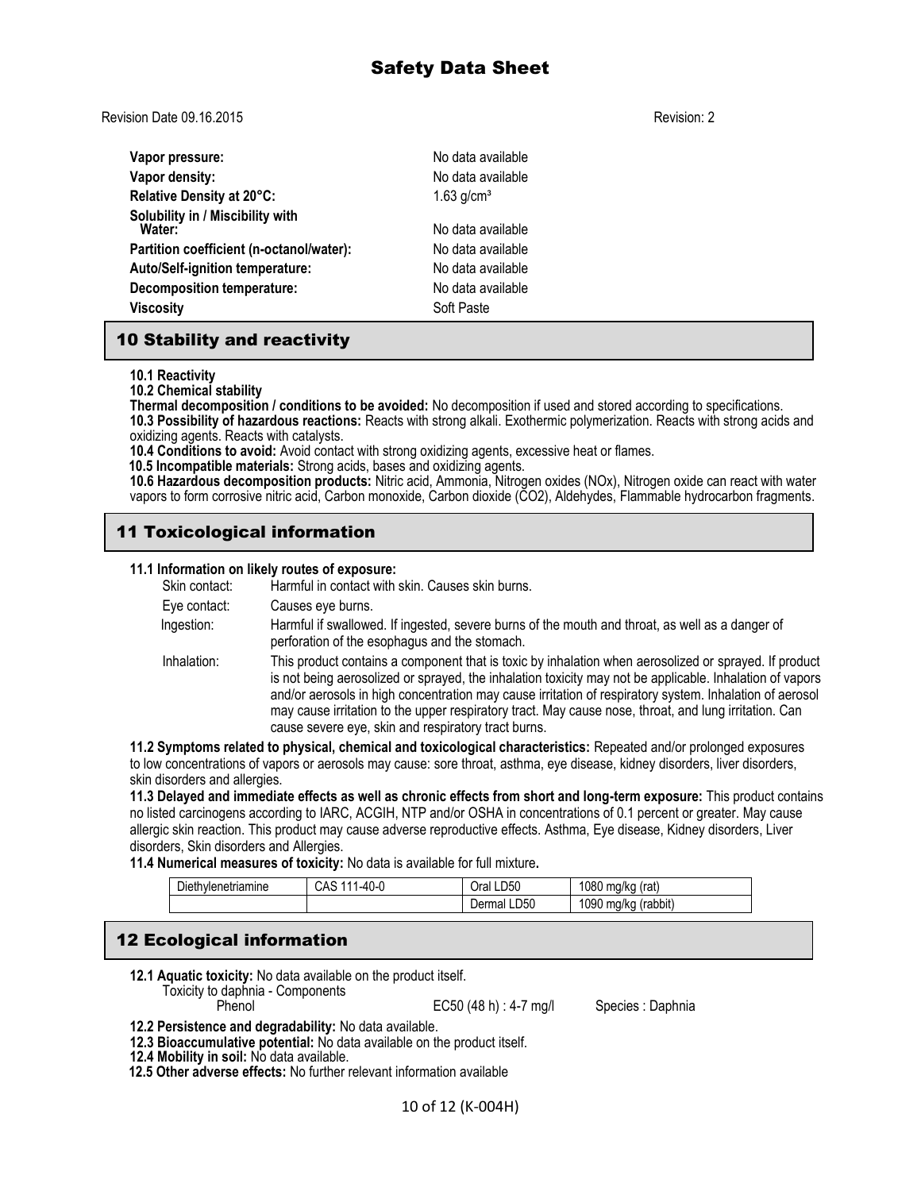| | |
|---|---|
| **Vapor pressure:** | No data available |
| **Vapor density:** | No data available |
| **Relative Density at 20°C:** | 1.63 g/cm³ |
| **Solubility in / Miscibility with Water:** | No data available |
| **Partition coefficient (n-octanol/water):** | No data available |
| **Auto/Self-ignition temperature:** | No data available |
| **Decomposition temperature:** | No data available |
| **Viscosity** | Soft Paste |

## 10 Stability and reactivity

**10.1 Reactivity**

**10.2 Chemical stability**

**Thermal decomposition / conditions to be avoided:** No decomposition if used and stored according to specifications.

**10.3 Possibility of hazardous reactions:** Reacts with strong alkali. Exothermic polymerization. Reacts with strong acids and oxidizing agents. Reacts with catalysts.

**10.4 Conditions to avoid:** Avoid contact with strong oxidizing agents, excessive heat or flames.

**10.5 Incompatible materials:** Strong acids, bases and oxidizing agents.

**10.6 Hazardous decomposition products:** Nitric acid, Ammonia, Nitrogen oxides (NOx), Nitrogen oxide can react with water vapors to form corrosive nitric acid, Carbon monoxide, Carbon dioxide ($CO_2$), Aldehydes, Flammable hydrocarbon fragments.

## 11 Toxicological information

**11.1 Information on likely routes of exposure:**

| | |
|---|---|
| Skin contact: | Harmful in contact with skin. Causes skin burns. |
| Eye contact: | Causes eye burns. |
| Ingestion: | Harmful if swallowed. If ingested, severe burns of the mouth and throat, as well as a danger of perforation of the esophagus and the stomach. |
| Inhalation: | This product contains a component that is toxic by inhalation when aerosolized or sprayed. If product is not being aerosolized or sprayed, the inhalation toxicity may not be applicable. Inhalation of vapors and/or aerosols in high concentration may cause irritation of respiratory system. Inhalation of aerosol may cause irritation to the upper respiratory tract. May cause nose, throat, and lung irritation. Can cause severe eye, skin and respiratory tract burns. |

**11.2 Symptoms related to physical, chemical and toxicological characteristics:** Repeated and/or prolonged exposures to low concentrations of vapors or aerosols may cause: sore throat, asthma, eye disease, kidney disorders, liver disorders, skin disorders and allergies.

**11.3 Delayed and immediate effects as well as chronic effects from short and long-term exposure:** This product contains no listed carcinogens according to IARC, ACGIH, NTP and/or OSHA in concentrations of 0.1 percent or greater. May cause allergic skin reaction. This product may cause adverse reproductive effects. Asthma, Eye disease, Kidney disorders, Liver disorders, Skin disorders and Allergies.

**11.4 Numerical measures of toxicity:** No data is available for full mixture**.**

| Diethylenetriamine | CAS 111-40-0 | Oral LD50 | 1080 mg/kg (rat) |
|---|---|---|---|
| | | Dermal LD50 | 1090 mg/kg (rabbit) |

## 12 Ecological information

**12.1 Aquatic toxicity:** No data available on the product itself.

Toxicity to daphnia - Components

| | | |
|---|---|---|
| Phenol | EC50 (48 h) : 4-7 mg/l | Species : Daphnia |

**12.2 Persistence and degradability:** No data available.

**12.3 Bioaccumulative potential:** No data available on the product itself.

**12.4 Mobility in soil:** No data available.

**12.5 Other adverse effects:** No further relevant information available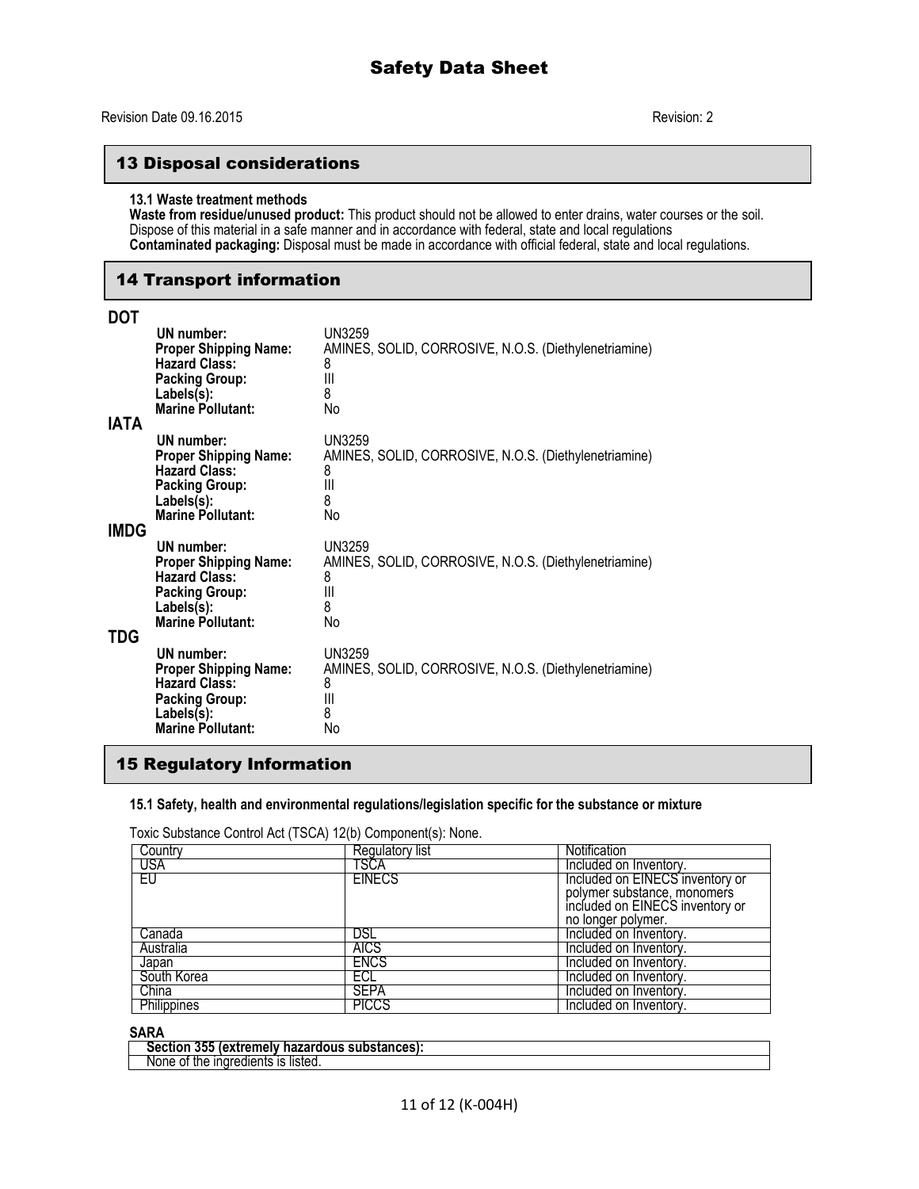## 13 Disposal considerations

**13.1 Waste treatment methods**

**Waste from residue/unused product:** This product should not be allowed to enter drains, water courses or the soil. Dispose of this material in a safe manner and in accordance with federal, state and local regulations

**Contaminated packaging:** Disposal must be made in accordance with official federal, state and local regulations.

## 14 Transport information

**DOT**

| | |
|---|---|
| **UN number:** | UN3259 |
| **Proper Shipping Name:** | AMINES, SOLID, CORROSIVE, N.O.S. (Diethylenetriamine) |
| **Hazard Class:** | 8 |
| **Packing Group:** | III |
| **Labels(s):** | 8 |
| **Marine Pollutant:** | No |

**IATA**

| | |
|---|---|
| **UN number:** | UN3259 |
| **Proper Shipping Name:** | AMINES, SOLID, CORROSIVE, N.O.S. (Diethylenetriamine) |
| **Hazard Class:** | 8 |
| **Packing Group:** | III |
| **Labels(s):** | 8 |
| **Marine Pollutant:** | No |

**IMDG**

| | |
|---|---|
| **UN number:** | UN3259 |
| **Proper Shipping Name:** | AMINES, SOLID, CORROSIVE, N.O.S. (Diethylenetriamine) |
| **Hazard Class:** | 8 |
| **Packing Group:** | III |
| **Labels(s):** | 8 |
| **Marine Pollutant:** | No |

**TDG**

| | |
|---|---|
| **UN number:** | UN3259 |
| **Proper Shipping Name:** | AMINES, SOLID, CORROSIVE, N.O.S. (Diethylenetriamine) |
| **Hazard Class:** | 8 |
| **Packing Group:** | III |
| **Labels(s):** | 8 |
| **Marine Pollutant:** | No |

## 15 Regulatory Information

**15.1 Safety, health and environmental regulations/legislation specific for the substance or mixture**

Toxic Substance Control Act (TSCA) 12(b) Component(s): None.

| Country | Regulatory list | Notification |
|---|---|---|
| USA | TSCA | Included on Inventory. |
| EU | EINECS | Included on EINECS inventory or polymer substance, monomers included on EINECS inventory or no longer polymer. |
| Canada | DSL | Included on Inventory. |
| Australia | AICS | Included on Inventory. |
| Japan | ENCS | Included on Inventory. |
| South Korea | ECL | Included on Inventory. |
| China | SEPA | Included on Inventory. |
| Philippines | PICCS | Included on Inventory. |

**SARA**

| **Section 355 (extremely hazardous substances):** |
|---|
| None of the ingredients is listed. |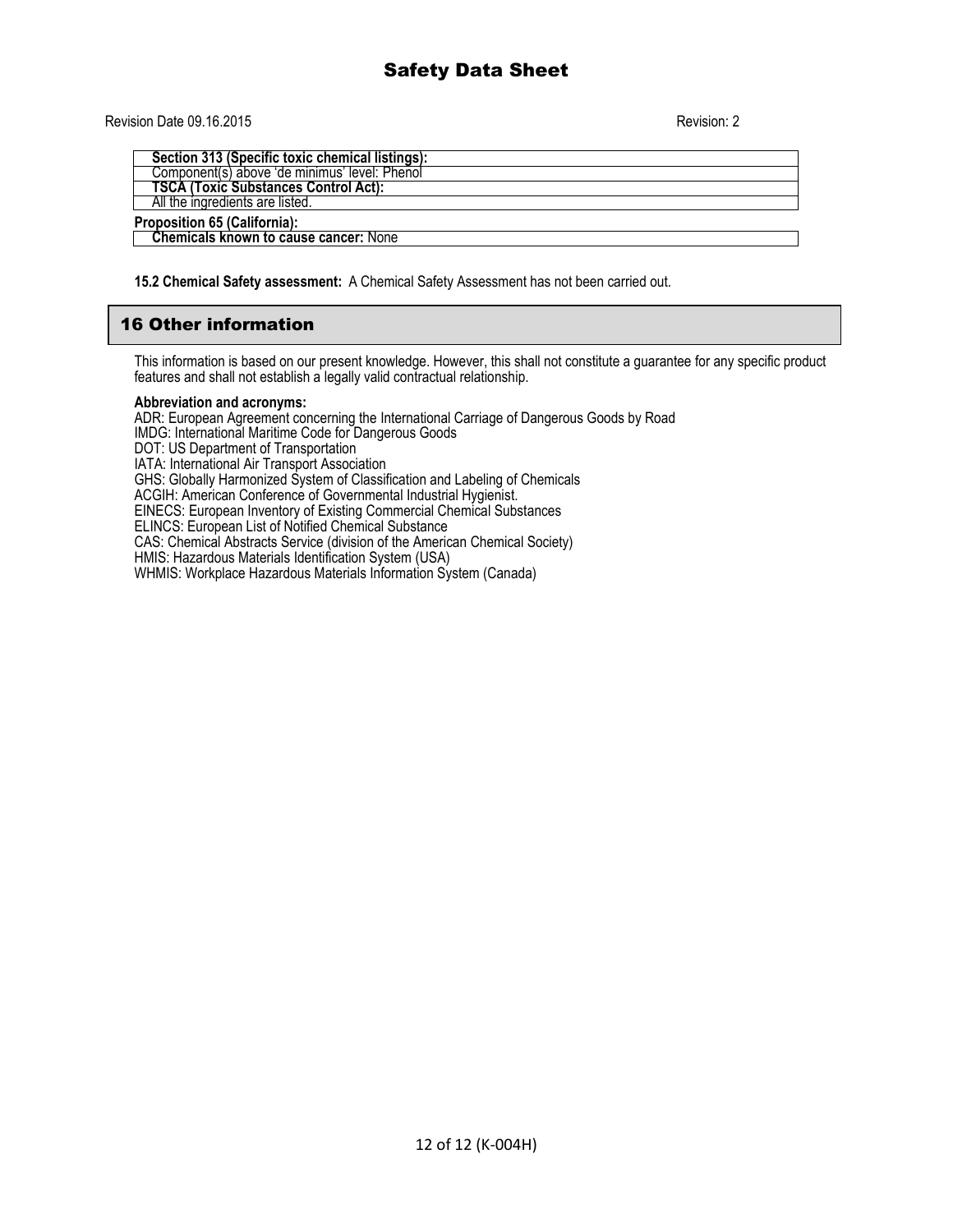| | |
|---|---|
| **Section 313 (Specific toxic chemical listings):** | |
| Component(s) above 'de minimus' level: Phenol | |
| **TSCA (Toxic Substances Control Act):** | |
| All the ingredients are listed. | |

**Proposition 65 (California):**

| |
|---|
| **Chemicals known to cause cancer:** None |

**15.2 Chemical Safety assessment:** A Chemical Safety Assessment has not been carried out.

## 16 Other information

This information is based on our present knowledge. However, this shall not constitute a guarantee for any specific product features and shall not establish a legally valid contractual relationship.

**Abbreviation and acronyms:**

ADR: European Agreement concerning the International Carriage of Dangerous Goods by Road
IMDG: International Maritime Code for Dangerous Goods
DOT: US Department of Transportation
IATA: International Air Transport Association
GHS: Globally Harmonized System of Classification and Labeling of Chemicals
ACGIH: American Conference of Governmental Industrial Hygienist.
EINECS: European Inventory of Existing Commercial Chemical Substances
ELINCS: European List of Notified Chemical Substance
CAS: Chemical Abstracts Service (division of the American Chemical Society)
HMIS: Hazardous Materials Identification System (USA)
WHMIS: Workplace Hazardous Materials Information System (Canada)